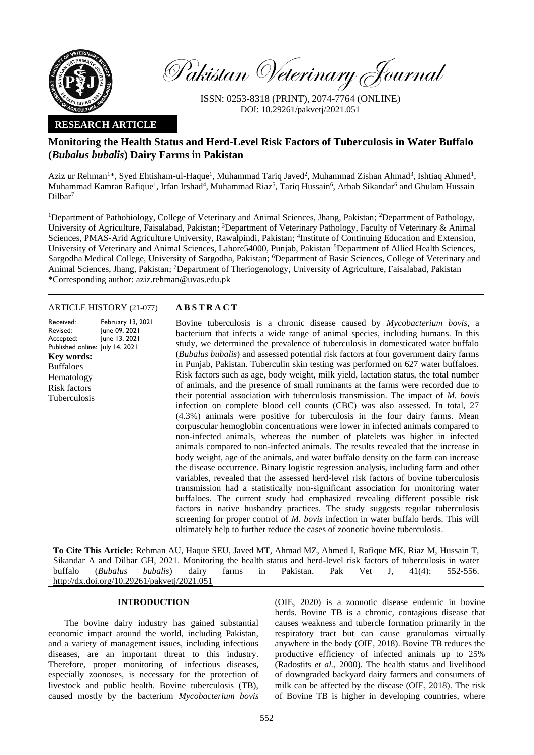# Pakistan Veterinary Journal

ISSN: 0253-8318 (PRINT), 2074-7764 (ONLINE)
DOI: 10.29261/pakvetj/2021.051

**RESEARCH ARTICLE**

## Monitoring the Health Status and Herd-Level Risk Factors of Tuberculosis in Water Buffalo (*Bubalus bubalis*) Dairy Farms in Pakistan

Aziz ur Rehman[1]*, Syed Ehtisham-ul-Haque[1], Muhammad Tariq Javed[2], Muhammad Zishan Ahmad[3], Ishtiaq Ahmed[1], Muhammad Kamran Rafique[1], Irfan Irshad[4], Muhammad Riaz[5], Tariq Hussain[6], Arbab Sikandar[6] and Ghulam Hussain Dilbar[7]

[1]Department of Pathobiology, College of Veterinary and Animal Sciences, Jhang, Pakistan; [2]Department of Pathology, University of Agriculture, Faisalabad, Pakistan; [3]Department of Veterinary Pathology, Faculty of Veterinary & Animal Sciences, PMAS-Arid Agriculture University, Rawalpindi, Pakistan; [4]Institute of Continuing Education and Extension, University of Veterinary and Animal Sciences, Lahore54000, Punjab, Pakistan. [5]Department of Allied Health Sciences, Sargodha Medical College, University of Sargodha, Pakistan; [6]Department of Basic Sciences, College of Veterinary and Animal Sciences, Jhang, Pakistan; [7]Department of Theriogenology, University of Agriculture, Faisalabad, Pakistan
*Corresponding author: aziz.rehman@uvas.edu.pk

**ARTICLE HISTORY** (21-077)

| | |
|---|---|
| Received: | February 13, 2021 |
| Revised: | June 09, 2021 |
| Accepted: | June 13, 2021 |
| Published online: | July 14, 2021 |

**Key words:**
Buffaloes
Hematology
Risk factors
Tuberculosis

**ABSTRACT**

Bovine tuberculosis is a chronic disease caused by *Mycobacterium bovis*, a bacterium that infects a wide range of animal species, including humans. In this study, we determined the prevalence of tuberculosis in domesticated water buffalo (*Bubalus bubalis*) and assessed potential risk factors at four government dairy farms in Punjab, Pakistan. Tuberculin skin testing was performed on 627 water buffaloes. Risk factors such as age, body weight, milk yield, lactation status, the total number of animals, and the presence of small ruminants at the farms were recorded due to their potential association with tuberculosis transmission. The impact of *M. bovis* infection on complete blood cell counts (CBC) was also assessed. In total, 27 (4.3%) animals were positive for tuberculosis in the four dairy farms. Mean corpuscular hemoglobin concentrations were lower in infected animals compared to non-infected animals, whereas the number of platelets was higher in infected animals compared to non-infected animals. The results revealed that the increase in body weight, age of the animals, and water buffalo density on the farm can increase the disease occurrence. Binary logistic regression analysis, including farm and other variables, revealed that the assessed herd-level risk factors of bovine tuberculosis transmission had a statistically non-significant association for monitoring water buffaloes. The current study had emphasized revealing different possible risk factors in native husbandry practices. The study suggests regular tuberculosis screening for proper control of *M. bovis* infection in water buffalo herds. This will ultimately help to further reduce the cases of zoonotic bovine tuberculosis.

**To Cite This Article:** Rehman AU, Haque SEU, Javed MT, Ahmad MZ, Ahmed I, Rafique MK, Riaz M, Hussain T, Sikandar A and Dilbar GH, 2021. Monitoring the health status and herd-level risk factors of tuberculosis in water buffalo (*Bubalus bubalis*) dairy farms in Pakistan. Pak Vet J, 41(4): 552-556. http://dx.doi.org/10.29261/pakvetj/2021.051

## INTRODUCTION

The bovine dairy industry has gained substantial economic impact around the world, including Pakistan, and a variety of management issues, including infectious diseases, are an important threat to this industry. Therefore, proper monitoring of infectious diseases, especially zoonoses, is necessary for the protection of livestock and public health. Bovine tuberculosis (TB), caused mostly by the bacterium *Mycobacterium bovis* (OIE, 2020) is a zoonotic disease endemic in bovine herds. Bovine TB is a chronic, contagious disease that causes weakness and tubercle formation primarily in the respiratory tract but can cause granulomas virtually anywhere in the body (OIE, 2018). Bovine TB reduces the productive efficiency of infected animals up to 25% (Radostits *et al.,* 2000). The health status and livelihood of downgraded backyard dairy farmers and consumers of milk can be affected by the disease (OIE, 2018). The risk of Bovine TB is higher in developing countries, where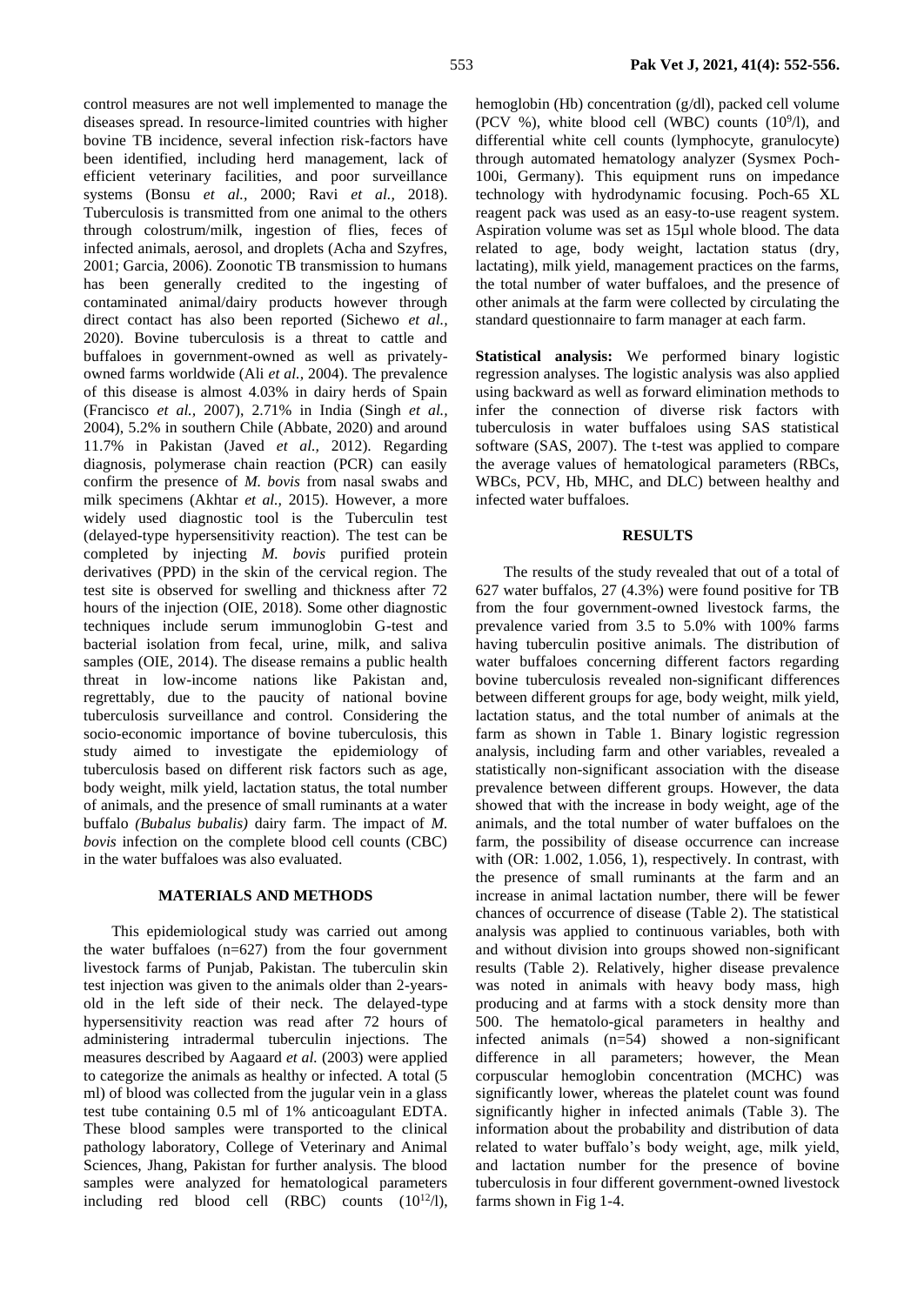control measures are not well implemented to manage the diseases spread. In resource-limited countries with higher bovine TB incidence, several infection risk-factors have been identified, including herd management, lack of efficient veterinary facilities, and poor surveillance systems (Bonsu *et al.,* 2000; Ravi *et al.,* 2018). Tuberculosis is transmitted from one animal to the others through colostrum/milk, ingestion of flies, feces of infected animals, aerosol, and droplets (Acha and Szyfres, 2001; Garcia, 2006). Zoonotic TB transmission to humans has been generally credited to the ingesting of contaminated animal/dairy products however through direct contact has also been reported (Sichewo *et al.,* 2020). Bovine tuberculosis is a threat to cattle and buffaloes in government-owned as well as privately-owned farms worldwide (Ali *et al.,* 2004). The prevalence of this disease is almost 4.03% in dairy herds of Spain (Francisco *et al.,* 2007), 2.71% in India (Singh *et al.,* 2004), 5.2% in southern Chile (Abbate, 2020) and around 11.7% in Pakistan (Javed *et al.,* 2012). Regarding diagnosis, polymerase chain reaction (PCR) can easily confirm the presence of *M. bovis* from nasal swabs and milk specimens (Akhtar *et al.,* 2015). However, a more widely used diagnostic tool is the Tuberculin test (delayed-type hypersensitivity reaction). The test can be completed by injecting *M. bovis* purified protein derivatives (PPD) in the skin of the cervical region. The test site is observed for swelling and thickness after 72 hours of the injection (OIE, 2018). Some other diagnostic techniques include serum immunoglobin G-test and bacterial isolation from fecal, urine, milk, and saliva samples (OIE, 2014). The disease remains a public health threat in low-income nations like Pakistan and, regrettably, due to the paucity of national bovine tuberculosis surveillance and control. Considering the socio-economic importance of bovine tuberculosis, this study aimed to investigate the epidemiology of tuberculosis based on different risk factors such as age, body weight, milk yield, lactation status, the total number of animals, and the presence of small ruminants at a water buffalo *(Bubalus bubalis)* dairy farm. The impact of *M. bovis* infection on the complete blood cell counts (CBC) in the water buffaloes was also evaluated.

## MATERIALS AND METHODS

This epidemiological study was carried out among the water buffaloes (n=627) from the four government livestock farms of Punjab, Pakistan. The tuberculin skin test injection was given to the animals older than 2-years-old in the left side of their neck. The delayed-type hypersensitivity reaction was read after 72 hours of administering intradermal tuberculin injections. The measures described by Aagaard *et al.* (2003) were applied to categorize the animals as healthy or infected. A total (5 ml) of blood was collected from the jugular vein in a glass test tube containing 0.5 ml of 1% anticoagulant EDTA. These blood samples were transported to the clinical pathology laboratory, College of Veterinary and Animal Sciences, Jhang, Pakistan for further analysis. The blood samples were analyzed for hematological parameters including red blood cell (RBC) counts ($10^{12}$/l), hemoglobin (Hb) concentration (g/dl), packed cell volume (PCV %), white blood cell (WBC) counts ($10^{9}$/l), and differential white cell counts (lymphocyte, granulocyte) through automated hematology analyzer (Sysmex Poch-100i, Germany). This equipment runs on impedance technology with hydrodynamic focusing. Poch-65 XL reagent pack was used as an easy-to-use reagent system. Aspiration volume was set as 15µl whole blood. The data related to age, body weight, lactation status (dry, lactating), milk yield, management practices on the farms, the total number of water buffaloes, and the presence of other animals at the farm were collected by circulating the standard questionnaire to farm manager at each farm.

**Statistical analysis:** We performed binary logistic regression analyses. The logistic analysis was also applied using backward as well as forward elimination methods to infer the connection of diverse risk factors with tuberculosis in water buffaloes using SAS statistical software (SAS, 2007). The t-test was applied to compare the average values of hematological parameters (RBCs, WBCs, PCV, Hb, MHC, and DLC) between healthy and infected water buffaloes.

## RESULTS

The results of the study revealed that out of a total of 627 water buffalos, 27 (4.3%) were found positive for TB from the four government-owned livestock farms, the prevalence varied from 3.5 to 5.0% with 100% farms having tuberculin positive animals. The distribution of water buffaloes concerning different factors regarding bovine tuberculosis revealed non-significant differences between different groups for age, body weight, milk yield, lactation status, and the total number of animals at the farm as shown in Table 1. Binary logistic regression analysis, including farm and other variables, revealed a statistically non-significant association with the disease prevalence between different groups. However, the data showed that with the increase in body weight, age of the animals, and the total number of water buffaloes on the farm, the possibility of disease occurrence can increase with (OR: 1.002, 1.056, 1), respectively. In contrast, with the presence of small ruminants at the farm and an increase in animal lactation number, there will be fewer chances of occurrence of disease (Table 2). The statistical analysis was applied to continuous variables, both with and without division into groups showed non-significant results (Table 2). Relatively, higher disease prevalence was noted in animals with heavy body mass, high producing and at farms with a stock density more than 500. The hemato-gical parameters in healthy and infected animals (n=54) showed a non-significant difference in all parameters; however, the Mean corpuscular hemoglobin concentration (MCHC) was significantly lower, whereas the platelet count was found significantly higher in infected animals (Table 3). The information about the probability and distribution of data related to water buffalo's body weight, age, milk yield, and lactation number for the presence of bovine tuberculosis in four different government-owned livestock farms shown in Fig 1-4.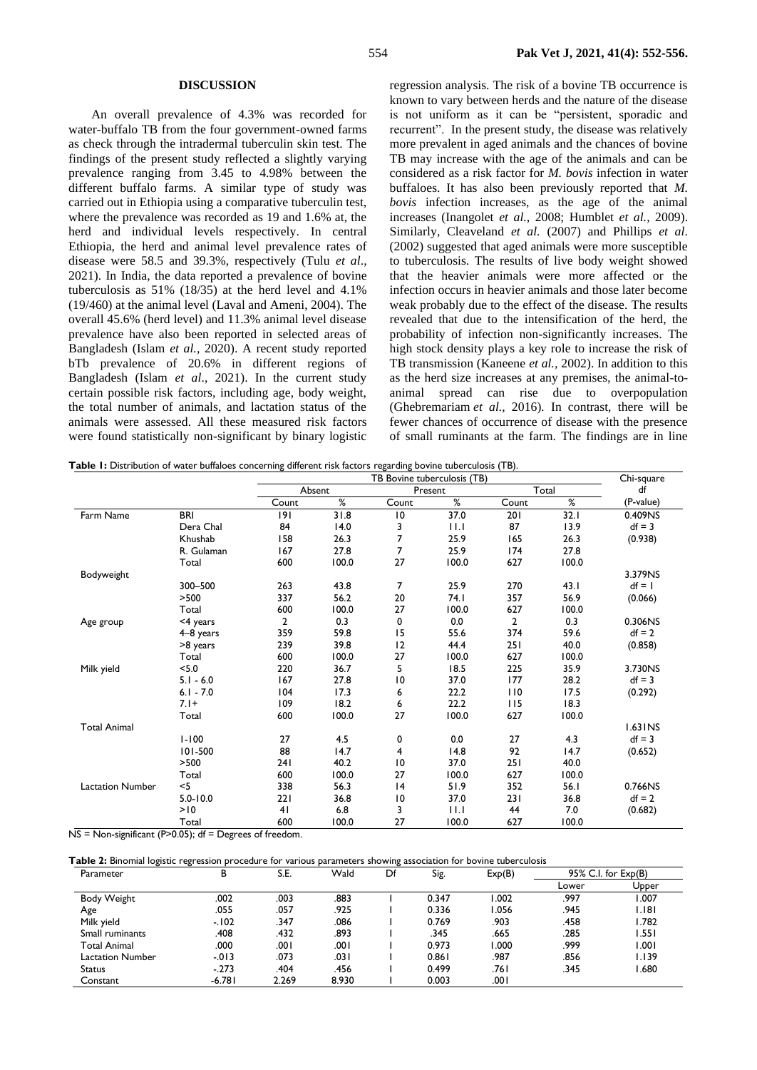## DISCUSSION

An overall prevalence of 4.3% was recorded for water-buffalo TB from the four government-owned farms as check through the intradermal tuberculin skin test. The findings of the present study reflected a slightly varying prevalence ranging from 3.45 to 4.98% between the different buffalo farms. A similar type of study was carried out in Ethiopia using a comparative tuberculin test, where the prevalence was recorded as 19 and 1.6% at, the herd and individual levels respectively. In central Ethiopia, the herd and animal level prevalence rates of disease were 58.5 and 39.3%, respectively (Tulu *et al*., 2021). In India, the data reported a prevalence of bovine tuberculosis as 51% (18/35) at the herd level and 4.1% (19/460) at the animal level (Laval and Ameni, 2004). The overall 45.6% (herd level) and 11.3% animal level disease prevalence have also been reported in selected areas of Bangladesh (Islam *et al.,* 2020). A recent study reported bTb prevalence of 20.6% in different regions of Bangladesh (Islam *et al*., 2021). In the current study certain possible risk factors, including age, body weight, the total number of animals, and lactation status of the animals were assessed. All these measured risk factors were found statistically non-significant by binary logistic regression analysis. The risk of a bovine TB occurrence is known to vary between herds and the nature of the disease is not uniform as it can be "persistent, sporadic and recurrent". In the present study, the disease was relatively more prevalent in aged animals and the chances of bovine TB may increase with the age of the animals and can be considered as a risk factor for *M. bovis* infection in water buffaloes. It has also been previously reported that *M. bovis* infection increases, as the age of the animal increases (Inangolet *et al.,* 2008; Humblet *et al.,* 2009). Similarly, Cleaveland *et al.* (2007) and Phillips *et al*. (2002) suggested that aged animals were more susceptible to tuberculosis. The results of live body weight showed that the heavier animals were more affected or the infection occurs in heavier animals and those later become weak probably due to the effect of the disease. The results revealed that due to the intensification of the herd, the probability of infection non-significantly increases. The high stock density plays a key role to increase the risk of TB transmission (Kaneene *et al.,* 2002). In addition to this as the herd size increases at any premises, the animal-to-animal spread can rise due to overpopulation (Ghebremariam *et al.,* 2016). In contrast, there will be fewer chances of occurrence of disease with the presence of small ruminants at the farm. The findings are in line

**Table 1:** Distribution of water buffaloes concerning different risk factors regarding bovine tuberculosis (TB).

| | | TB Bovine tuberculosis (TB) | | | | | | Chi-square |
|---|---|---|---|---|---|---|---|---|
| | | Absent | | Present | | Total | | df |
| | | Count | % | Count | % | Count | % | (P-value) |
| Farm Name | BRI | 191 | 31.8 | 10 | 37.0 | 201 | 32.1 | 0.409NS |
| | Dera Chal | 84 | 14.0 | 3 | 11.1 | 87 | 13.9 | df = 3 |
| | Khushab | 158 | 26.3 | 7 | 25.9 | 165 | 26.3 | (0.938) |
| | R. Gulaman | 167 | 27.8 | 7 | 25.9 | 174 | 27.8 | |
| | Total | 600 | 100.0 | 27 | 100.0 | 627 | 100.0 | |
| Bodyweight | | | | | | | | 3.379NS |
| | 300–500 | 263 | 43.8 | 7 | 25.9 | 270 | 43.1 | df = 1 |
| | >500 | 337 | 56.2 | 20 | 74.1 | 357 | 56.9 | (0.066) |
| | Total | 600 | 100.0 | 27 | 100.0 | 627 | 100.0 | |
| Age group | <4 years | 2 | 0.3 | 0 | 0.0 | 2 | 0.3 | 0.306NS |
| | 4–8 years | 359 | 59.8 | 15 | 55.6 | 374 | 59.6 | df = 2 |
| | >8 years | 239 | 39.8 | 12 | 44.4 | 251 | 40.0 | (0.858) |
| | Total | 600 | 100.0 | 27 | 100.0 | 627 | 100.0 | |
| Milk yield | <5.0 | 220 | 36.7 | 5 | 18.5 | 225 | 35.9 | 3.730NS |
| | 5.1 - 6.0 | 167 | 27.8 | 10 | 37.0 | 177 | 28.2 | df = 3 |
| | 6.1 - 7.0 | 104 | 17.3 | 6 | 22.2 | 110 | 17.5 | (0.292) |
| | 7.1+ | 109 | 18.2 | 6 | 22.2 | 115 | 18.3 | |
| | Total | 600 | 100.0 | 27 | 100.0 | 627 | 100.0 | |
| Total Animal | | | | | | | | 1.631NS |
| | 1-100 | 27 | 4.5 | 0 | 0.0 | 27 | 4.3 | df = 3 |
| | 101-500 | 88 | 14.7 | 4 | 14.8 | 92 | 14.7 | (0.652) |
| | >500 | 241 | 40.2 | 10 | 37.0 | 251 | 40.0 | |
| | Total | 600 | 100.0 | 27 | 100.0 | 627 | 100.0 | |
| Lactation Number | <5 | 338 | 56.3 | 14 | 51.9 | 352 | 56.1 | 0.766NS |
| | 5.0-10.0 | 221 | 36.8 | 10 | 37.0 | 231 | 36.8 | df = 2 |
| | >10 | 41 | 6.8 | 3 | 11.1 | 44 | 7.0 | (0.682) |
| | Total | 600 | 100.0 | 27 | 100.0 | 627 | 100.0 | |

NS = Non-significant (P>0.05); df = Degrees of freedom.

**Table 2:** Binomial logistic regression procedure for various parameters showing association for bovine tuberculosis

| Parameter | B | S.E. | Wald | Df | Sig. | Exp(B) | 95% C.I. for Exp(B) | |
|---|---|---|---|---|---|---|---|---|
| | | | | | | | Lower | Upper |
| Body Weight | .002 | .003 | .883 | 1 | 0.347 | 1.002 | .997 | 1.007 |
| Age | .055 | .057 | .925 | 1 | 0.336 | 1.056 | .945 | 1.181 |
| Milk yield | -.102 | .347 | .086 | 1 | 0.769 | .903 | .458 | 1.782 |
| Small ruminants | .408 | .432 | .893 | 1 | .345 | .665 | .285 | 1.551 |
| Total Animal | .000 | .001 | .001 | 1 | 0.973 | 1.000 | .999 | 1.001 |
| Lactation Number | -.013 | .073 | .031 | 1 | 0.861 | .987 | .856 | 1.139 |
| Status | -.273 | .404 | .456 | 1 | 0.499 | .761 | .345 | 1.680 |
| Constant | -6.781 | 2.269 | 8.930 | 1 | 0.003 | .001 | | |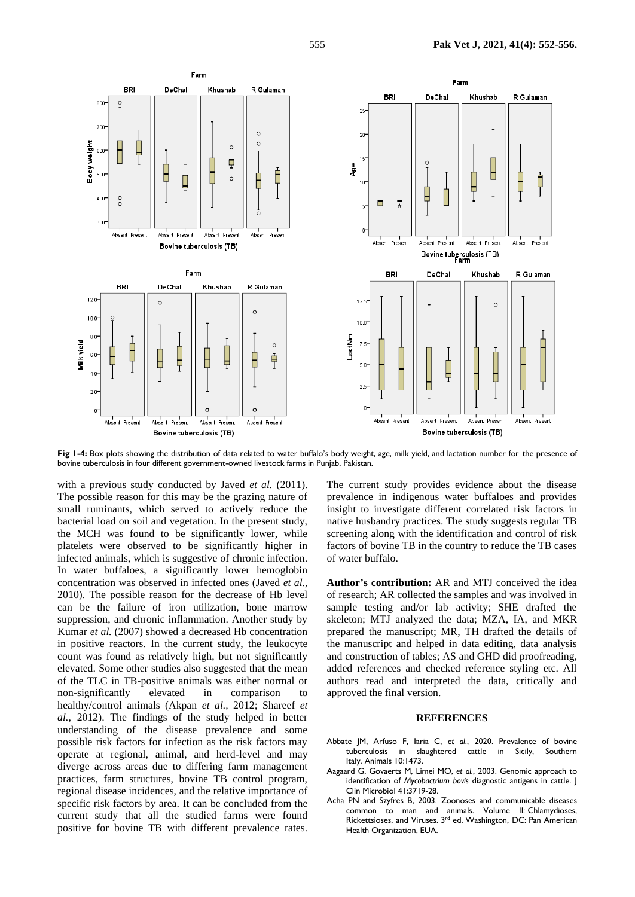**Fig 1-4:** Box plots showing the distribution of data related to water buffalo's body weight, age, milk yield, and lactation number for the presence of bovine tuberculosis in four different government-owned livestock farms in Punjab, Pakistan.

with a previous study conducted by Javed *et al.* (2011). The possible reason for this may be the grazing nature of small ruminants, which served to actively reduce the bacterial load on soil and vegetation. In the present study, the MCH was found to be significantly lower, while platelets were observed to be significantly higher in infected animals, which is suggestive of chronic infection. In water buffaloes, a significantly lower hemoglobin concentration was observed in infected ones (Javed *et al.,* 2010). The possible reason for the decrease of Hb level can be the failure of iron utilization, bone marrow suppression, and chronic inflammation. Another study by Kumar *et al.* (2007) showed a decreased Hb concentration in positive reactors. In the current study, the leukocyte count was found as relatively high, but not significantly elevated. Some other studies also suggested that the mean of the TLC in TB-positive animals was either normal or non-significantly elevated in comparison to healthy/control animals (Akpan *et al.,* 2012; Shareef *et al.,* 2012). The findings of the study helped in better understanding of the disease prevalence and some possible risk factors for infection as the risk factors may operate at regional, animal, and herd-level and may diverge across areas due to differing farm management practices, farm structures, bovine TB control program, regional disease incidences, and the relative importance of specific risk factors by area. It can be concluded from the current study that all the studied farms were found positive for bovine TB with different prevalence rates. The current study provides evidence about the disease prevalence in indigenous water buffaloes and provides insight to investigate different correlated risk factors in native husbandry practices. The study suggests regular TB screening along with the identification and control of risk factors of bovine TB in the country to reduce the TB cases of water buffalo.

**Author's contribution:** AR and MTJ conceived the idea of research; AR collected the samples and was involved in sample testing and/or lab activity; SHE drafted the skeleton; MTJ analyzed the data; MZA, IA, and MKR prepared the manuscript; MR, TH drafted the details of the manuscript and helped in data editing, data analysis and construction of tables; AS and GHD did proofreading, added references and checked reference styling etc. All authors read and interpreted the data, critically and approved the final version.

## REFERENCES

Abbate JM, Arfuso F, Iaria C, *et al.*, 2020. Prevalence of bovine tuberculosis in slaughtered cattle in Sicily, Southern Italy. Animals 10:1473.

Aagaard G, Govaerts M, Limei MO, *et al.*, 2003. Genomic approach to identification of *Mycobactrium bovis* diagnostic antigens in cattle. J Clin Microbiol 41:3719-28.

Acha PN and Szyfres B, 2003. Zoonoses and communicable diseases common to man and animals. Volume II: Chlamydioses, Rickettsioses, and Viruses. 3rd ed. Washington, DC: Pan American Health Organization, EUA.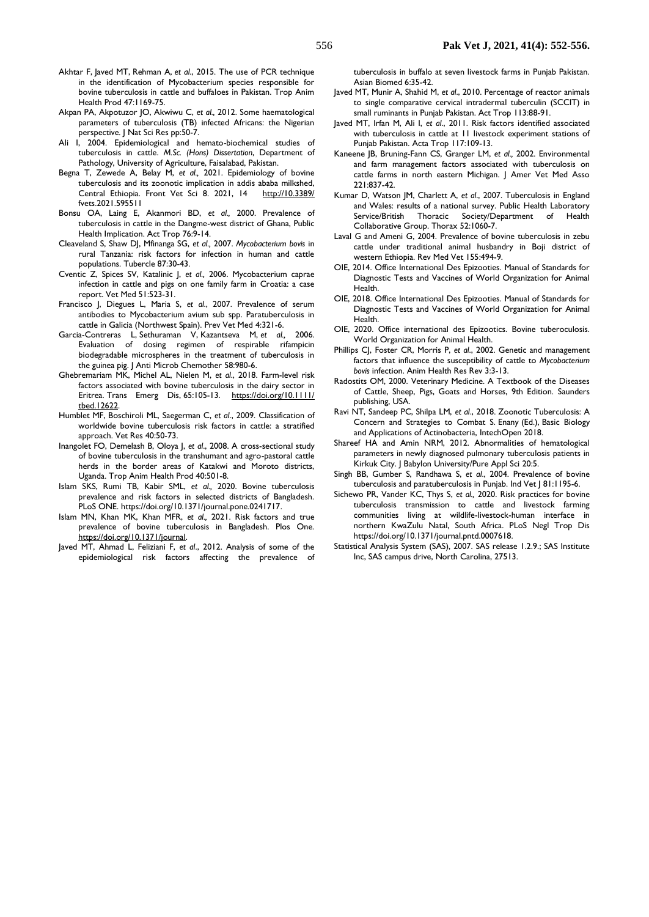Akhtar F, Javed MT, Rehman A, *et al*., 2015. The use of PCR technique in the identification of Mycobacterium species responsible for bovine tuberculosis in cattle and buffaloes in Pakistan. Trop Anim Health Prod 47:1169-75.

Akpan PA, Akpotuzor JO, Akwiwu C, *et al.,* 2012. Some haematological parameters of tuberculosis (TB) infected Africans: the Nigerian perspective. J Nat Sci Res pp:50-7.

Ali I, 2004. Epidemiological and hemato-biochemical studies of tuberculosis in cattle. *M.Sc. (Hons) Dissertation*, Department of Pathology, University of Agriculture, Faisalabad, Pakistan.

Begna T, Zewede A, Belay M, *et al.,* 2021. Epidemiology of bovine tuberculosis and its zoonotic implication in addis ababa milkshed, Central Ethiopia. Front Vet Sci 8. 2021, 14 http://10.3389/fvets.2021.595511

Bonsu OA, Laing E, Akanmori BD, *et al.,* 2000. Prevalence of tuberculosis in cattle in the Dangme-west district of Ghana, Public Health Implication. Act Trop 76:9-14.

Cleaveland S, Shaw DJ, Mfinanga SG, *et al.,* 2007. *Mycobacterium bovis* in rural Tanzania: risk factors for infection in human and cattle populations. Tubercle 87:30-43.

Cventic Z, Spices SV, Katalinic J, *et al.,* 2006. Mycobacterium caprae infection in cattle and pigs on one family farm in Croatia: a case report. Vet Med 51:523-31.

Francisco J, Diegues L, Maria S, *et al.*, 2007. Prevalence of serum antibodies to Mycobacterium avium sub spp. Paratuberculosis in cattle in Galicia (Northwest Spain). Prev Vet Med 4:321-6.

Garcia-Contreras L, Sethuraman V, Kazantseva M, *et al.,* 2006. Evaluation of dosing regimen of respirable rifampicin biodegradable microspheres in the treatment of tuberculosis in the guinea pig. J Anti Microb Chemother 58:980-6.

Ghebremariam MK, Michel AL, Nielen M, *et al*., 2018. Farm-level risk factors associated with bovine tuberculosis in the dairy sector in Eritrea. Trans Emerg Dis, 65:105-13. https://doi.org/10.1111/tbed.12622.

Humblet MF, Boschiroli ML, Saegerman C, *et al*., 2009. Classification of worldwide bovine tuberculosis risk factors in cattle: a stratified approach. Vet Res 40:50-73.

Inangolet FO, Demelash B, Oloya J, *et al*., 2008. A cross-sectional study of bovine tuberculosis in the transhumant and agro-pastoral cattle herds in the border areas of Katakwi and Moroto districts, Uganda. Trop Anim Health Prod 40:501-8.

Islam SKS, Rumi TB, Kabir SML, *et al.,* 2020. Bovine tuberculosis prevalence and risk factors in selected districts of Bangladesh. PLoS ONE. https://doi.org/10.1371/journal.pone.0241717.

Islam MN, Khan MK, Khan MFR, *et al.,* 2021. Risk factors and true prevalence of bovine tuberculosis in Bangladesh. Plos One. https://doi.org/10.1371/journal.

Javed MT, Ahmad L, Feliziani F, *et al*., 2012. Analysis of some of the epidemiological risk factors affecting the prevalence of tuberculosis in buffalo at seven livestock farms in Punjab Pakistan. Asian Biomed 6:35-42.

Javed MT, Munir A, Shahid M, *et al*., 2010. Percentage of reactor animals to single comparative cervical intradermal tuberculin (SCCIT) in small ruminants in Punjab Pakistan. Act Trop 113:88-91.

Javed MT, Irfan M, Ali I, *et al*., 2011. Risk factors identified associated with tuberculosis in cattle at 11 livestock experiment stations of Punjab Pakistan. Acta Trop 117:109-13.

Kaneene JB, Bruning-Fann CS, Granger LM, *et al.,* 2002. Environmental and farm management factors associated with tuberculosis on cattle farms in north eastern Michigan. J Amer Vet Med Asso 221:837-42.

Kumar D, Watson JM, Charlett A, *et al*., 2007. Tuberculosis in England and Wales: results of a national survey. Public Health Laboratory Service/British Thoracic Society/Department of Health Collaborative Group. Thorax 52:1060-7.

Laval G and Ameni G, 2004. Prevalence of bovine tuberculosis in zebu cattle under traditional animal husbandry in Boji district of western Ethiopia. Rev Med Vet 155:494-9.

OIE, 2014. Office International Des Epizooties. Manual of Standards for Diagnostic Tests and Vaccines of World Organization for Animal Health.

OIE, 2018. Office International Des Epizooties. Manual of Standards for Diagnostic Tests and Vaccines of World Organization for Animal Health.

OIE, 2020. Office international des Epizootics. Bovine tuberoculosis. World Organization for Animal Health.

Phillips CJ, Foster CR, Morris P, *et al*., 2002. Genetic and management factors that influence the susceptibility of cattle to *Mycobacterium bovis* infection. Anim Health Res Rev 3:3-13.

Radostits OM, 2000. Veterinary Medicine. A Textbook of the Diseases of Cattle, Sheep, Pigs, Goats and Horses, 9th Edition. Saunders publishing, USA.

Ravi NT, Sandeep PC, Shilpa LM, *et al*., 2018. Zoonotic Tuberculosis: A Concern and Strategies to Combat S. Enany (Ed.), Basic Biology and Applications of Actinobacteria, IntechOpen 2018.

Shareef HA and Amin NRM, 2012. Abnormalities of hematological parameters in newly diagnosed pulmonary tuberculosis patients in Kirkuk City. J Babylon University/Pure Appl Sci 20:5.

Singh BB, Gumber S, Randhawa S, *et al*., 2004. Prevalence of bovine tuberculosis and paratuberculosis in Punjab. Ind Vet J 81:1195-6.

Sichewo PR, Vander KC, Thys S, *et al.,* 2020. Risk practices for bovine tuberculosis transmission to cattle and livestock farming communities living at wildlife-livestock-human interface in northern KwaZulu Natal, South Africa. PLoS Negl Trop Dis https://doi.org/10.1371/journal.pntd.0007618.

Statistical Analysis System (SAS), 2007. SAS release 1.2.9.; SAS Institute Inc, SAS campus drive, North Carolina, 27513.